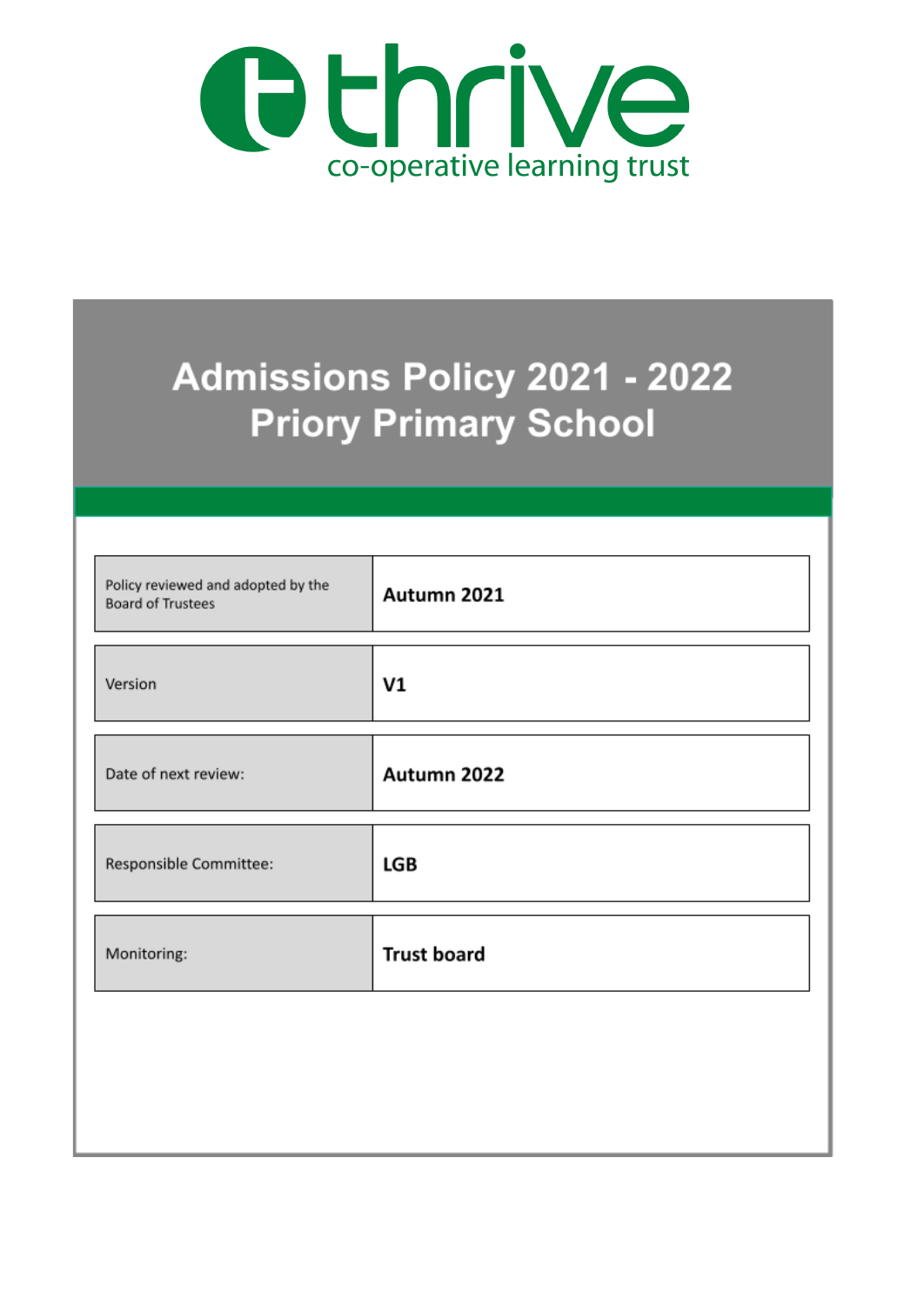thrive

co-operative learning trust

# Admissions Policy 2021 - 2022
# Priory Primary School

| | |
|---|---|
| Policy reviewed and adopted by the Board of Trustees | **Autumn 2021** |
| Version | **V1** |
| Date of next review: | **Autumn 2022** |
| Responsible Committee: | **LGB** |
| Monitoring: | **Trust board** |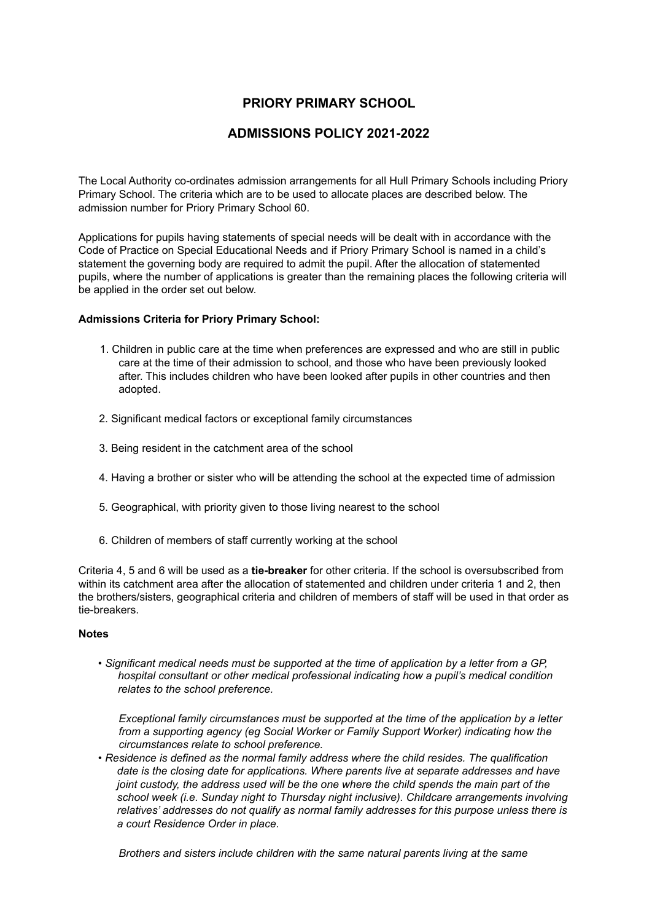# PRIORY PRIMARY SCHOOL

## ADMISSIONS POLICY 2021-2022

The Local Authority co-ordinates admission arrangements for all Hull Primary Schools including Priory Primary School. The criteria which are to be used to allocate places are described below. The admission number for Priory Primary School 60.

Applications for pupils having statements of special needs will be dealt with in accordance with the Code of Practice on Special Educational Needs and if Priory Primary School is named in a child's statement the governing body are required to admit the pupil. After the allocation of statemented pupils, where the number of applications is greater than the remaining places the following criteria will be applied in the order set out below.

**Admissions Criteria for Priory Primary School:**

1. Children in public care at the time when preferences are expressed and who are still in public care at the time of their admission to school, and those who have been previously looked after. This includes children who have been looked after pupils in other countries and then adopted.
2. Significant medical factors or exceptional family circumstances
3. Being resident in the catchment area of the school
4. Having a brother or sister who will be attending the school at the expected time of admission
5. Geographical, with priority given to those living nearest to the school
6. Children of members of staff currently working at the school

Criteria 4, 5 and 6 will be used as a **tie-breaker** for other criteria. If the school is oversubscribed from within its catchment area after the allocation of statemented and children under criteria 1 and 2, then the brothers/sisters, geographical criteria and children of members of staff will be used in that order as tie-breakers.

**Notes**

- *Significant medical needs must be supported at the time of application by a letter from a GP, hospital consultant or other medical professional indicating how a pupil's medical condition relates to the school preference.*

  *Exceptional family circumstances must be supported at the time of the application by a letter from a supporting agency (eg Social Worker or Family Support Worker) indicating how the circumstances relate to school preference.*
- *Residence is defined as the normal family address where the child resides. The qualification date is the closing date for applications. Where parents live at separate addresses and have joint custody, the address used will be the one where the child spends the main part of the school week (i.e. Sunday night to Thursday night inclusive). Childcare arrangements involving relatives' addresses do not qualify as normal family addresses for this purpose unless there is a court Residence Order in place.*

  *Brothers and sisters include children with the same natural parents living at the same*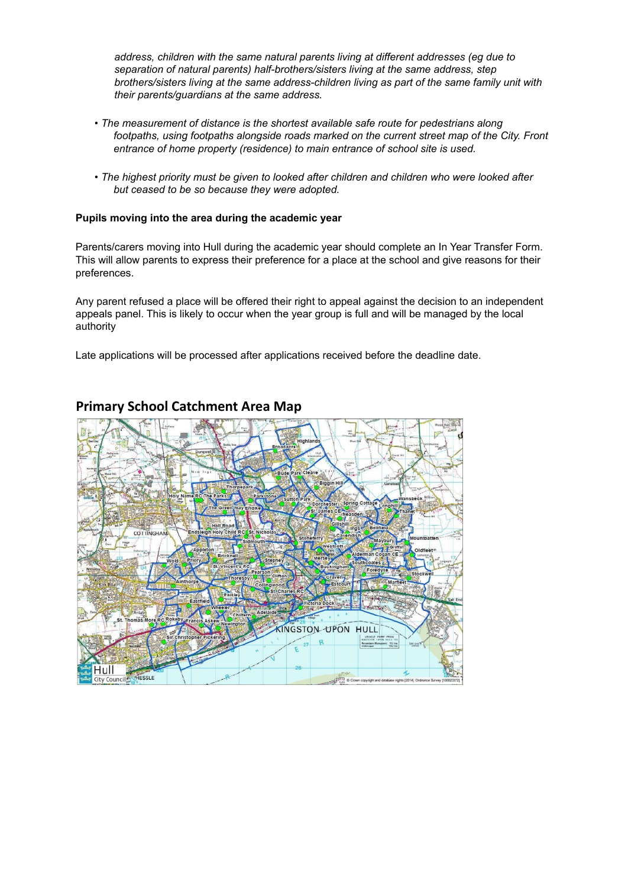*address, children with the same natural parents living at different addresses (eg due to separation of natural parents) half-brothers/sisters living at the same address, step brothers/sisters living at the same address-children living as part of the same family unit with their parents/guardians at the same address.*

- *The measurement of distance is the shortest available safe route for pedestrians along footpaths, using footpaths alongside roads marked on the current street map of the City. Front entrance of home property (residence) to main entrance of school site is used.*

- *The highest priority must be given to looked after children and children who were looked after but ceased to be so because they were adopted.*

**Pupils moving into the area during the academic year**

Parents/carers moving into Hull during the academic year should complete an In Year Transfer Form. This will allow parents to express their preference for a place at the school and give reasons for their preferences.

Any parent refused a place will be offered their right to appeal against the decision to an independent appeals panel. This is likely to occur when the year group is full and will be managed by the local authority

Late applications will be processed after applications received before the deadline date.

## Primary School Catchment Area Map